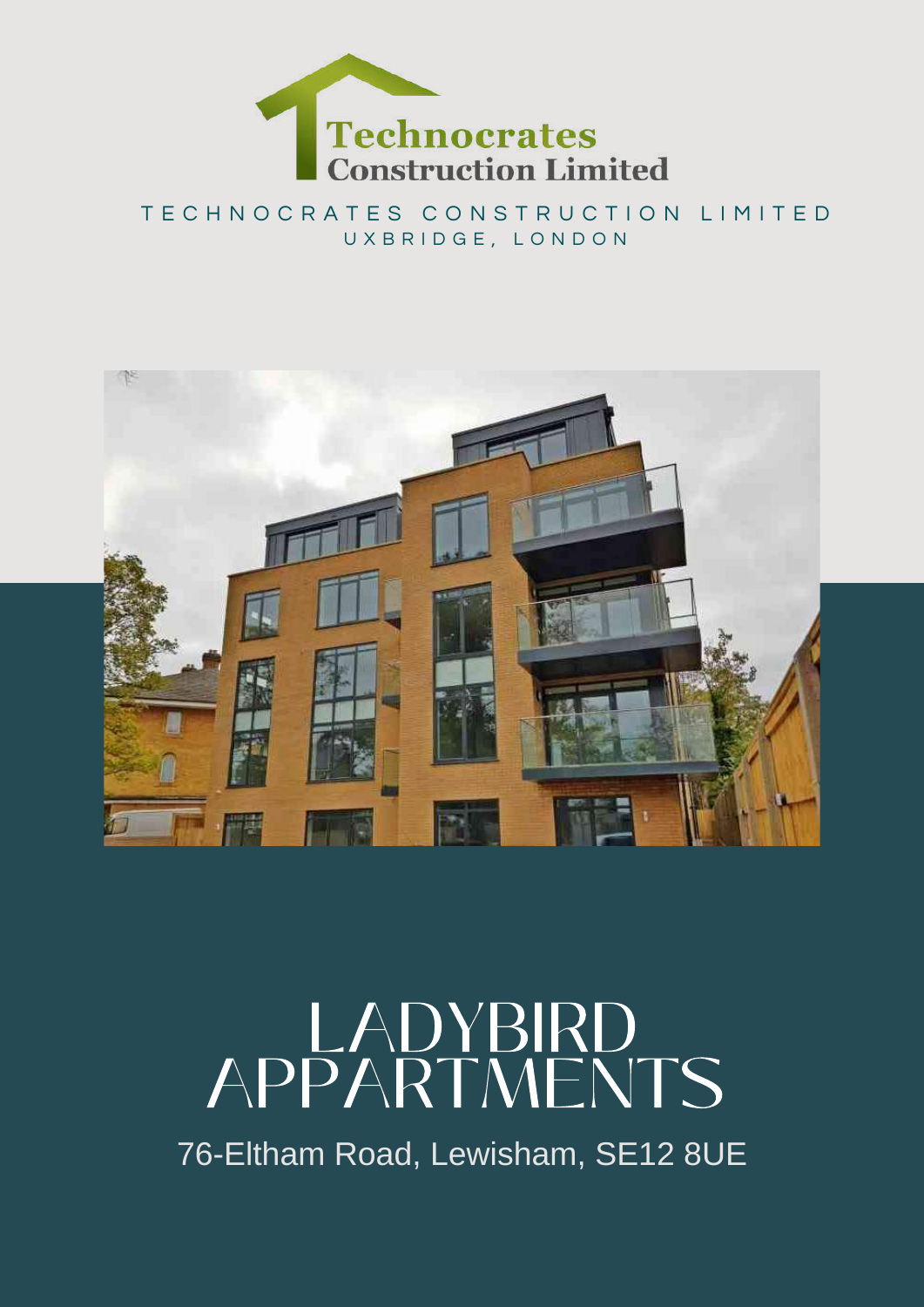Technocrates
Construction Limited

TECHNOCRATES CONSTRUCTION LIMITED
UXBRIDGE, LONDON

# LADYBIRD APPARTMENTS

76-Eltham Road, Lewisham, SE12 8UE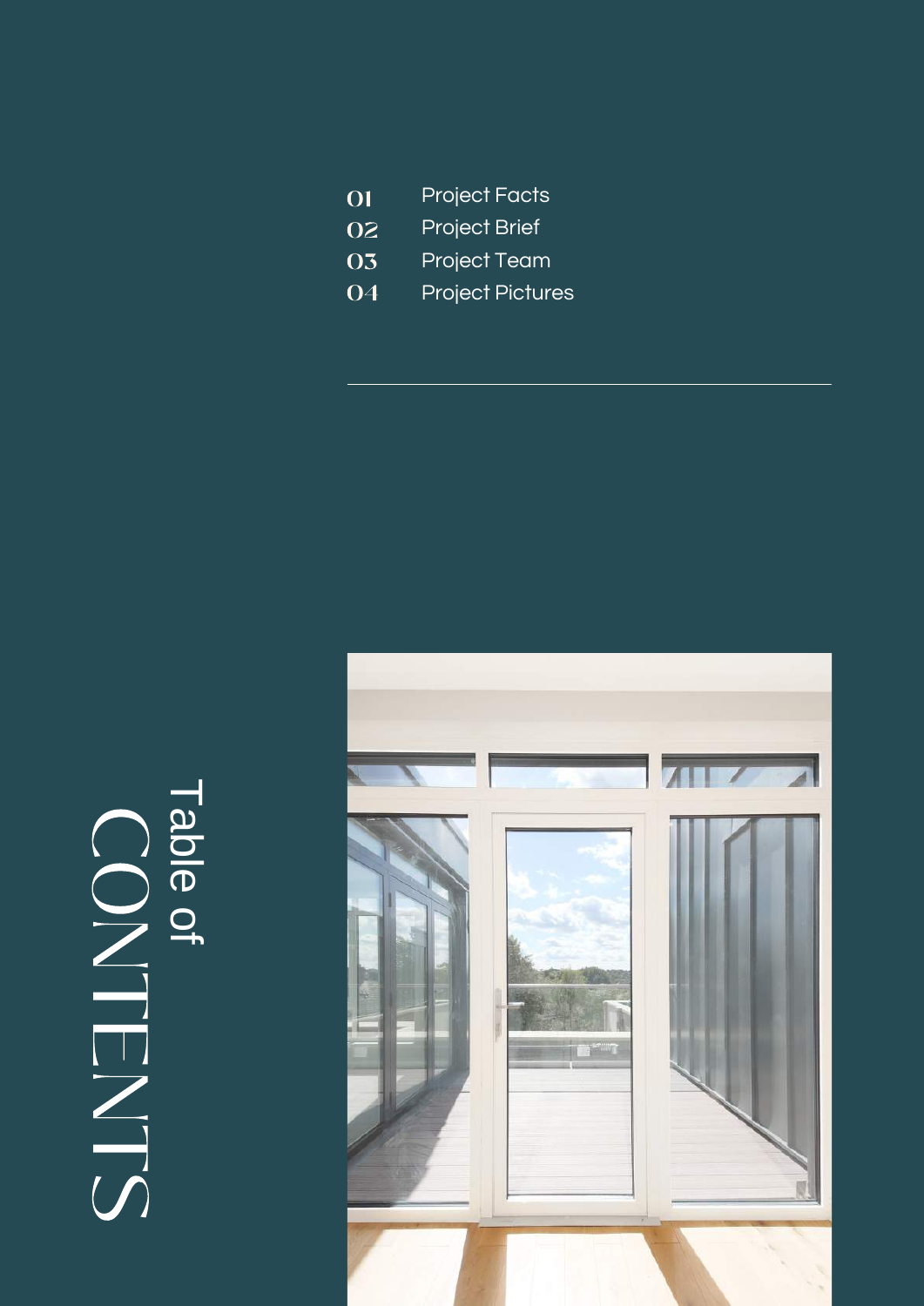# Table of CONTENTS

01 Project Facts
02 Project Brief
03 Project Team
04 Project Pictures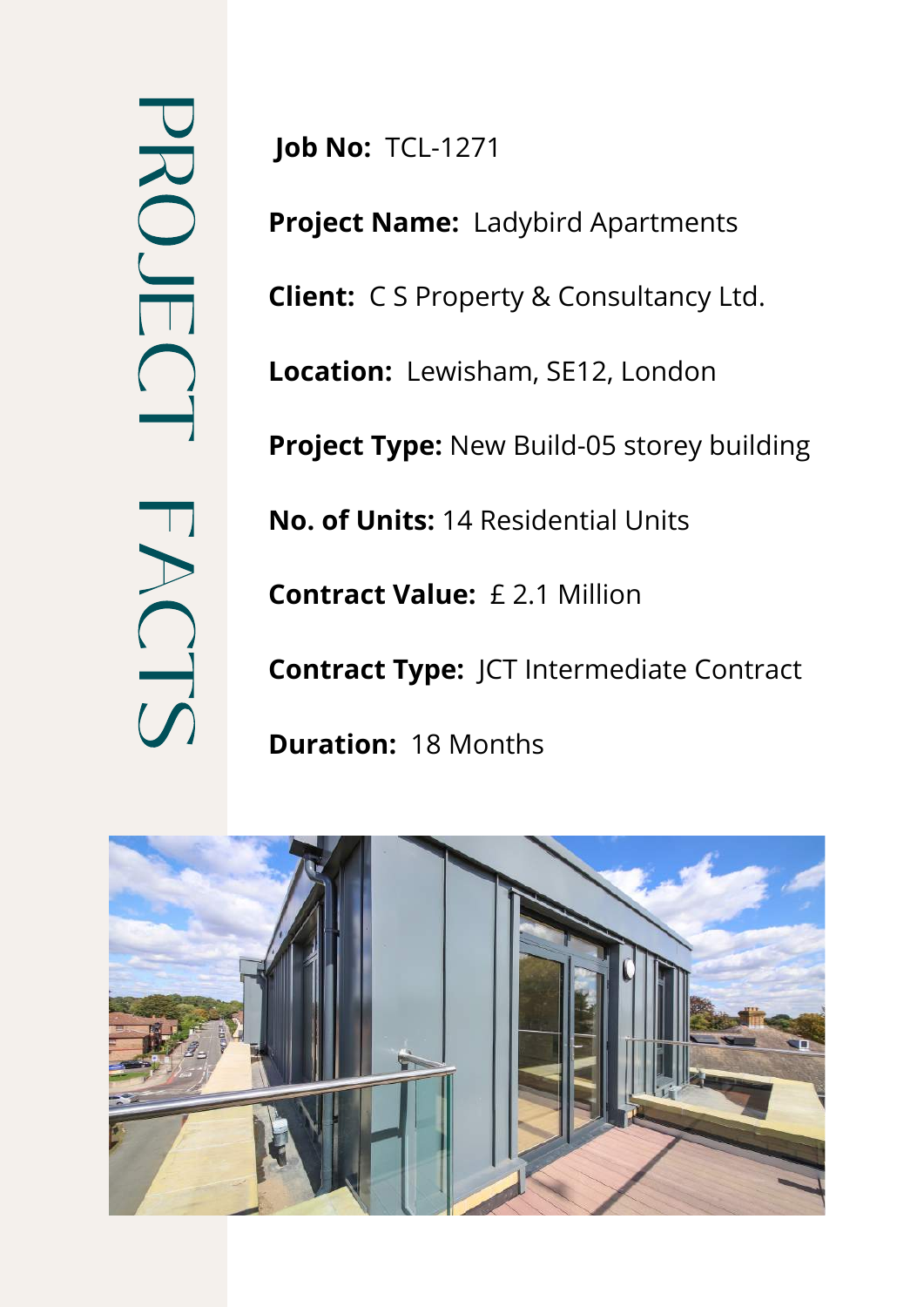# PROJECT FACTS

**Job No:** TCL-1271

**Project Name:** Ladybird Apartments

**Client:** C S Property & Consultancy Ltd.

**Location:** Lewisham, SE12, London

**Project Type:** New Build-05 storey building

**No. of Units:** 14 Residential Units

**Contract Value:** £ 2.1 Million

**Contract Type:** JCT Intermediate Contract

**Duration:** 18 Months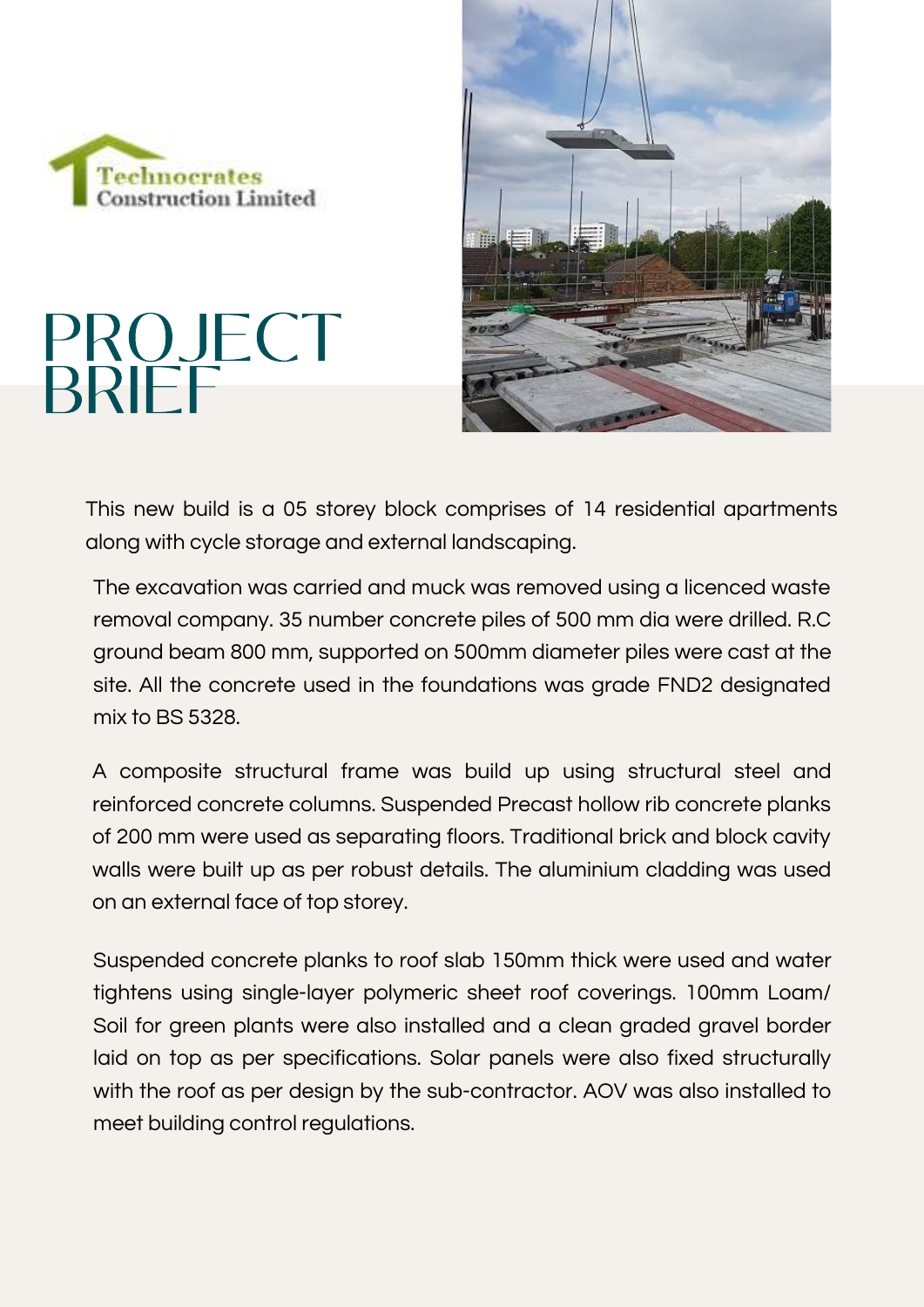Technocrates Construction Limited

# PROJECT BRIEF

This new build is a 05 storey block comprises of 14 residential apartments along with cycle storage and external landscaping.

The excavation was carried and muck was removed using a licenced waste removal company. 35 number concrete piles of 500 mm dia were drilled. R.C ground beam 800 mm, supported on 500mm diameter piles were cast at the site. All the concrete used in the foundations was grade FND2 designated mix to BS 5328.

A composite structural frame was build up using structural steel and reinforced concrete columns. Suspended Precast hollow rib concrete planks of 200 mm were used as separating floors. Traditional brick and block cavity walls were built up as per robust details. The aluminium cladding was used on an external face of top storey.

Suspended concrete planks to roof slab 150mm thick were used and water tightens using single-layer polymeric sheet roof coverings. 100mm Loam/ Soil for green plants were also installed and a clean graded gravel border laid on top as per specifications. Solar panels were also fixed structurally with the roof as per design by the sub-contractor. AOV was also installed to meet building control regulations.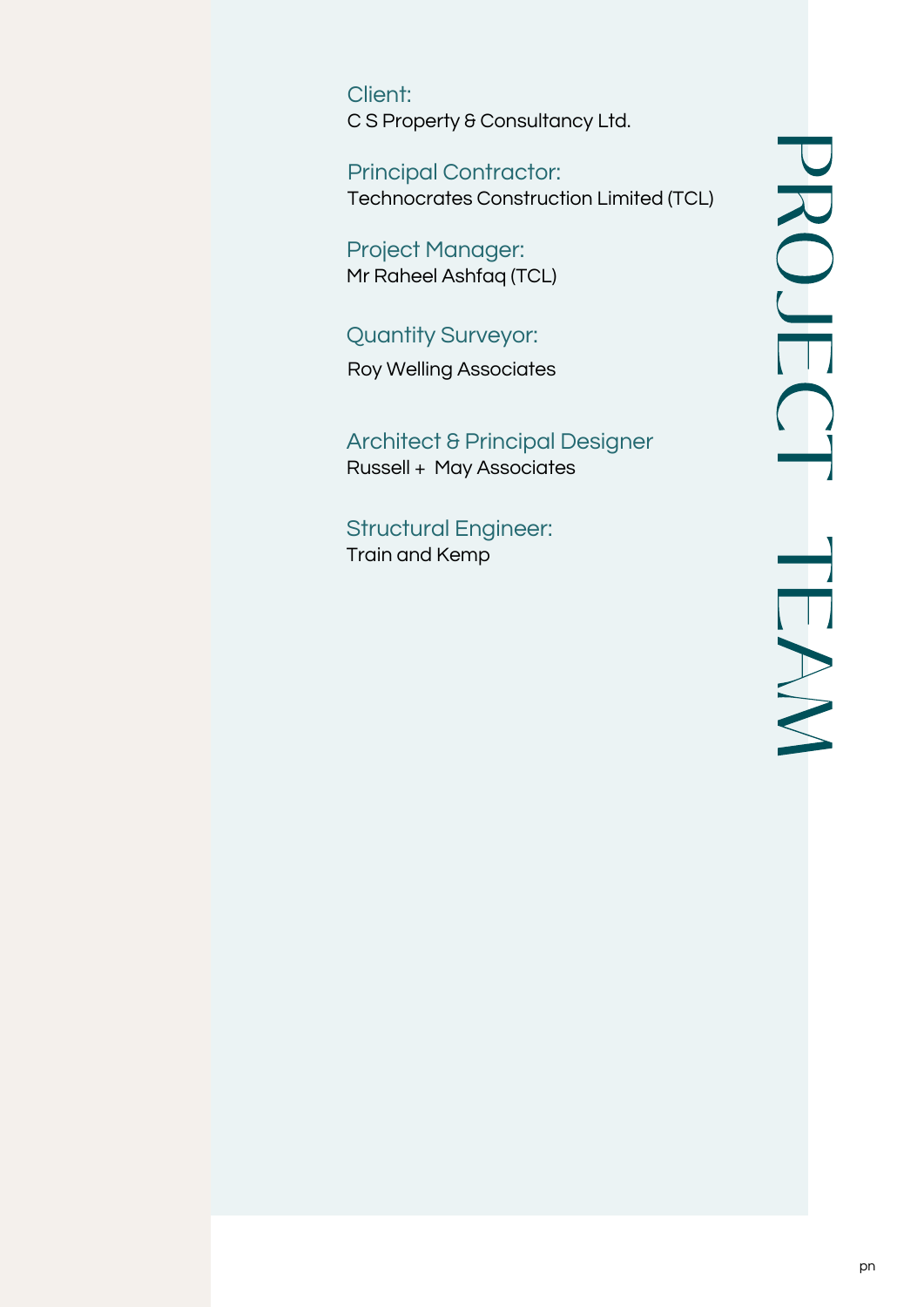# PROJECT TEAM

**Client:**
C S Property & Consultancy Ltd.

**Principal Contractor:**
Technocrates Construction Limited (TCL)

**Project Manager:**
Mr Raheel Ashfaq (TCL)

**Quantity Surveyor:**
Roy Welling Associates

**Architect & Principal Designer**
Russell + May Associates

**Structural Engineer:**
Train and Kemp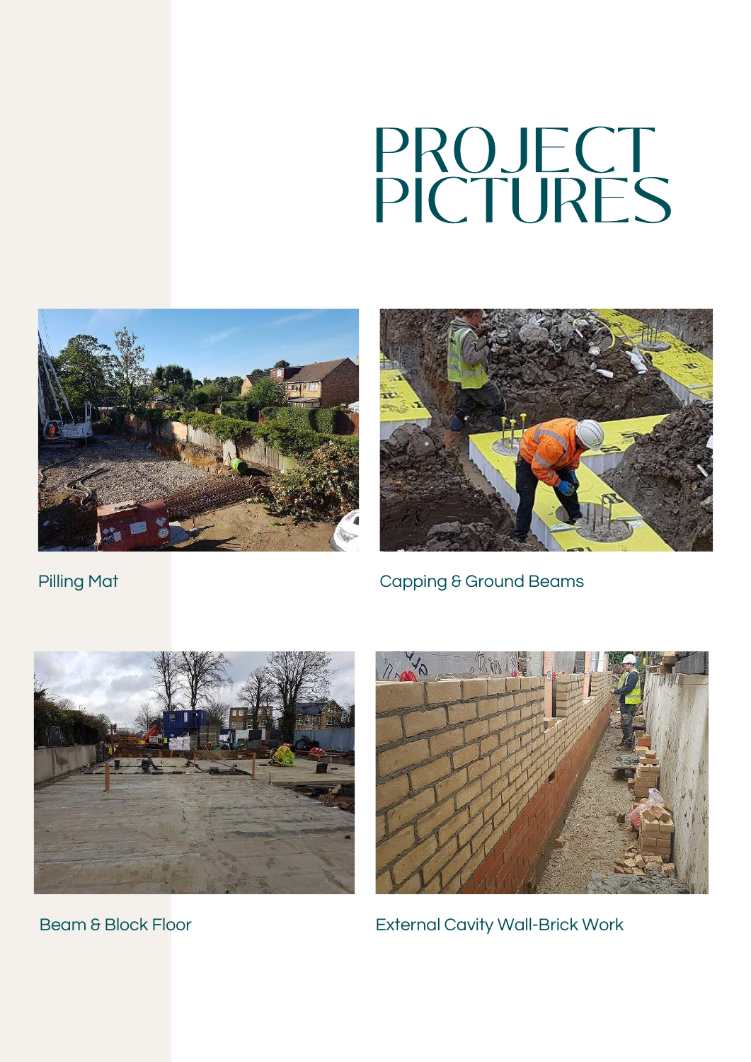# PROJECT PICTURES

Pilling Mat

Capping & Ground Beams

Beam & Block Floor

External Cavity Wall-Brick Work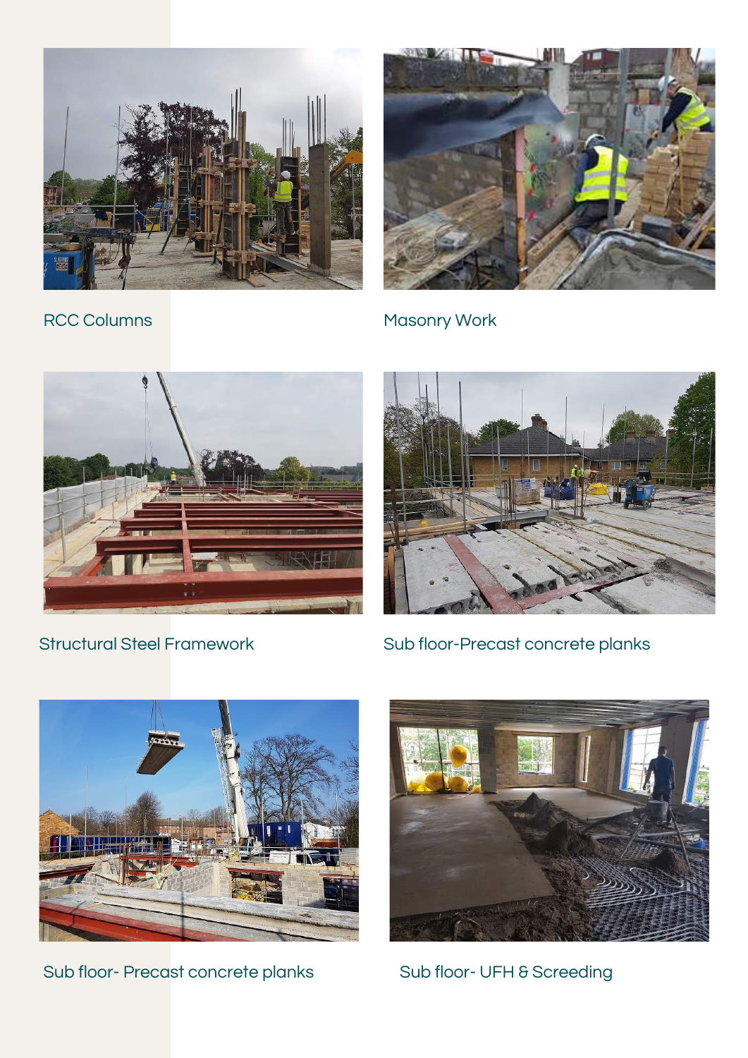RCC Columns

Masonry Work

Structural Steel Framework

Sub floor-Precast concrete planks

Sub floor- Precast concrete planks

Sub floor- UFH & Screeding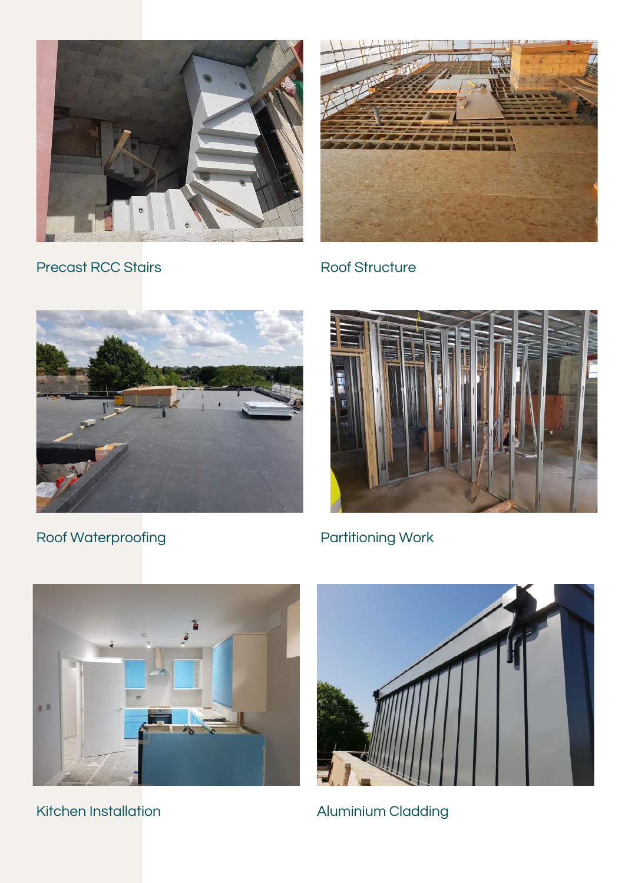Precast RCC Stairs

Roof Structure

Roof Waterproofing

Partitioning Work

Kitchen Installation

Aluminium Cladding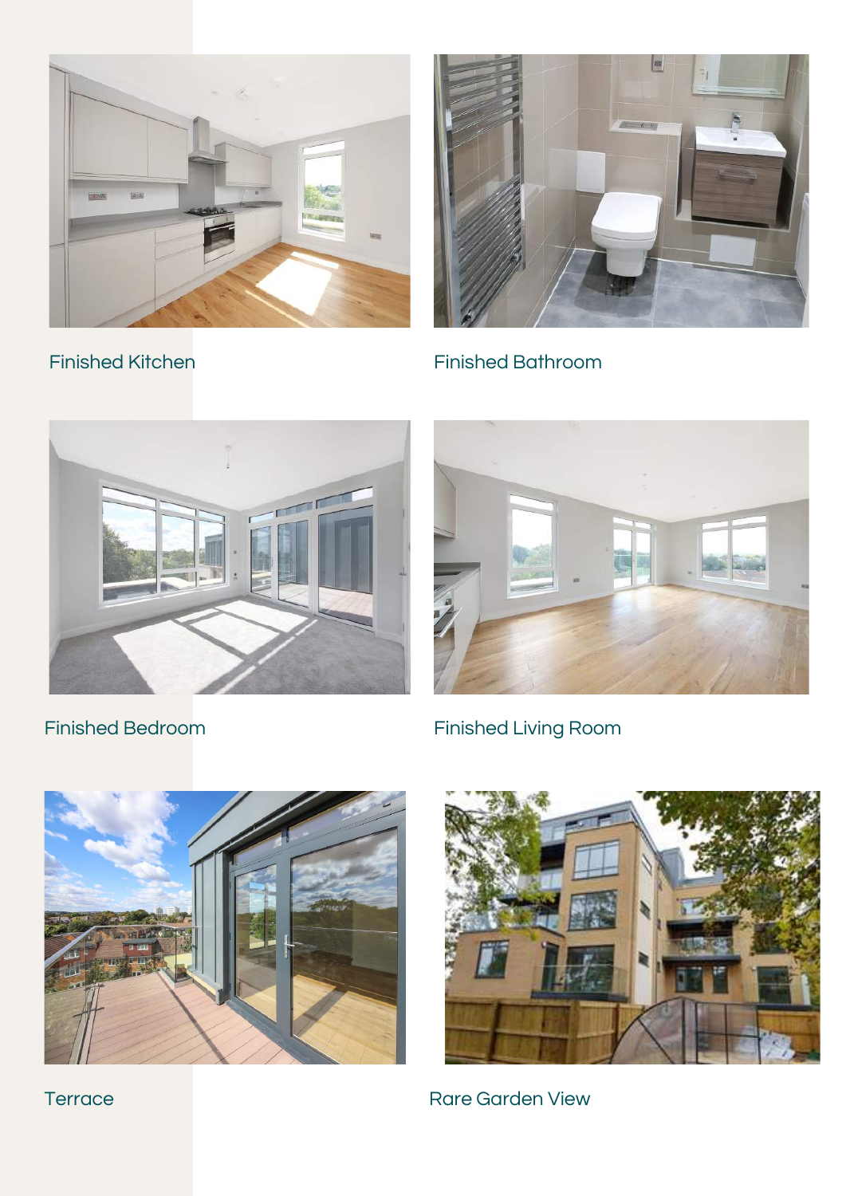Finished Kitchen

Finished Bathroom

Finished Bedroom

Finished Living Room

Terrace

Rare Garden View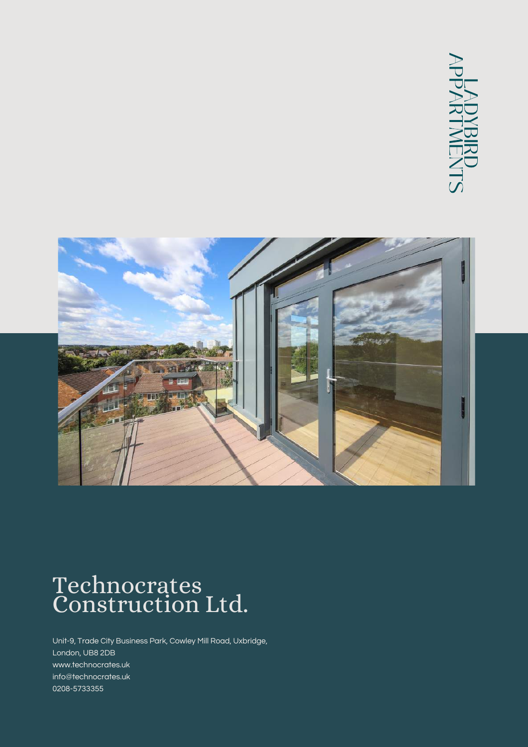LADYBIRD APPARTMENTS

# Technocrates Construction Ltd.

Unit-9, Trade City Business Park, Cowley Mill Road, Uxbridge,
London, UB8 2DB
www.technocrates.uk
info@technocrates.uk
0208-5733355